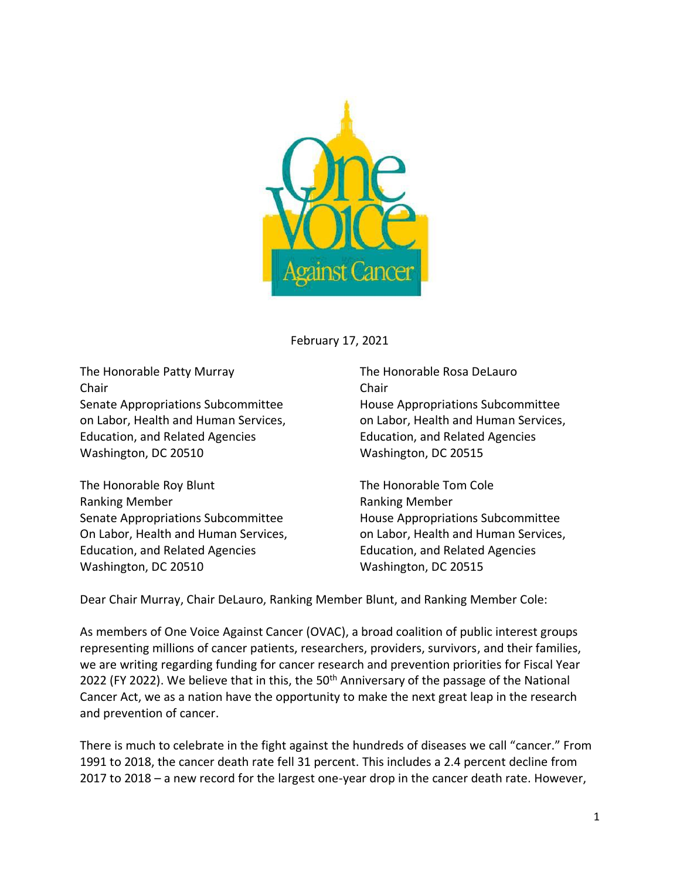February 17, 2021

The Honorable Patty Murray
Chair
Senate Appropriations Subcommittee
on Labor, Health and Human Services,
Education, and Related Agencies
Washington, DC 20510

The Honorable Rosa DeLauro
Chair
House Appropriations Subcommittee
on Labor, Health and Human Services,
Education, and Related Agencies
Washington, DC 20515

The Honorable Roy Blunt
Ranking Member
Senate Appropriations Subcommittee
On Labor, Health and Human Services,
Education, and Related Agencies
Washington, DC 20510

The Honorable Tom Cole
Ranking Member
House Appropriations Subcommittee
on Labor, Health and Human Services,
Education, and Related Agencies
Washington, DC 20515

Dear Chair Murray, Chair DeLauro, Ranking Member Blunt, and Ranking Member Cole:

As members of One Voice Against Cancer (OVAC), a broad coalition of public interest groups representing millions of cancer patients, researchers, providers, survivors, and their families, we are writing regarding funding for cancer research and prevention priorities for Fiscal Year 2022 (FY 2022). We believe that in this, the 50th Anniversary of the passage of the National Cancer Act, we as a nation have the opportunity to make the next great leap in the research and prevention of cancer.

There is much to celebrate in the fight against the hundreds of diseases we call "cancer." From 1991 to 2018, the cancer death rate fell 31 percent. This includes a 2.4 percent decline from 2017 to 2018 – a new record for the largest one-year drop in the cancer death rate. However,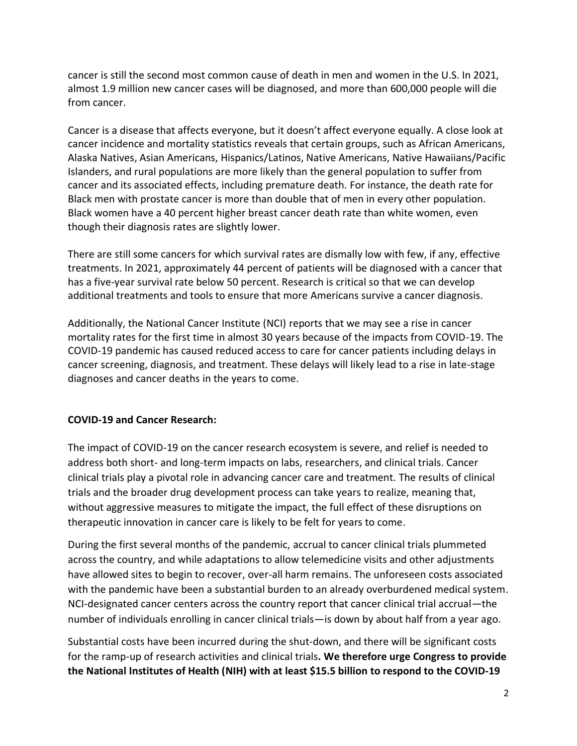cancer is still the second most common cause of death in men and women in the U.S. In 2021, almost 1.9 million new cancer cases will be diagnosed, and more than 600,000 people will die from cancer.

Cancer is a disease that affects everyone, but it doesn't affect everyone equally. A close look at cancer incidence and mortality statistics reveals that certain groups, such as African Americans, Alaska Natives, Asian Americans, Hispanics/Latinos, Native Americans, Native Hawaiians/Pacific Islanders, and rural populations are more likely than the general population to suffer from cancer and its associated effects, including premature death. For instance, the death rate for Black men with prostate cancer is more than double that of men in every other population. Black women have a 40 percent higher breast cancer death rate than white women, even though their diagnosis rates are slightly lower.

There are still some cancers for which survival rates are dismally low with few, if any, effective treatments. In 2021, approximately 44 percent of patients will be diagnosed with a cancer that has a five-year survival rate below 50 percent. Research is critical so that we can develop additional treatments and tools to ensure that more Americans survive a cancer diagnosis.

Additionally, the National Cancer Institute (NCI) reports that we may see a rise in cancer mortality rates for the first time in almost 30 years because of the impacts from COVID-19. The COVID-19 pandemic has caused reduced access to care for cancer patients including delays in cancer screening, diagnosis, and treatment. These delays will likely lead to a rise in late-stage diagnoses and cancer deaths in the years to come.

**COVID-19 and Cancer Research:**

The impact of COVID-19 on the cancer research ecosystem is severe, and relief is needed to address both short- and long-term impacts on labs, researchers, and clinical trials. Cancer clinical trials play a pivotal role in advancing cancer care and treatment. The results of clinical trials and the broader drug development process can take years to realize, meaning that, without aggressive measures to mitigate the impact, the full effect of these disruptions on therapeutic innovation in cancer care is likely to be felt for years to come.

During the first several months of the pandemic, accrual to cancer clinical trials plummeted across the country, and while adaptations to allow telemedicine visits and other adjustments have allowed sites to begin to recover, over-all harm remains. The unforeseen costs associated with the pandemic have been a substantial burden to an already overburdened medical system. NCI-designated cancer centers across the country report that cancer clinical trial accrual—the number of individuals enrolling in cancer clinical trials—is down by about half from a year ago.

Substantial costs have been incurred during the shut-down, and there will be significant costs for the ramp-up of research activities and clinical trials**. We therefore urge Congress to provide the National Institutes of Health (NIH) with at least $15.5 billion to respond to the COVID-19**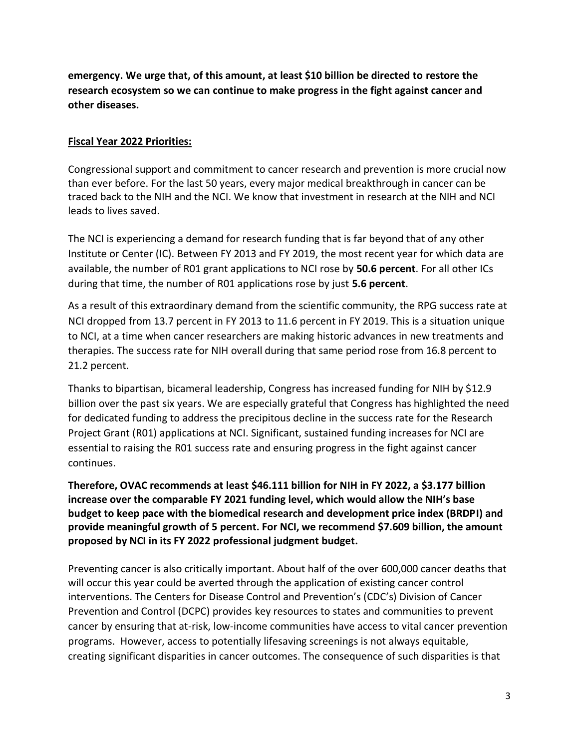**emergency. We urge that, of this amount, at least $10 billion be directed to restore the research ecosystem so we can continue to make progress in the fight against cancer and other diseases.**

## Fiscal Year 2022 Priorities:

Congressional support and commitment to cancer research and prevention is more crucial now than ever before. For the last 50 years, every major medical breakthrough in cancer can be traced back to the NIH and the NCI. We know that investment in research at the NIH and NCI leads to lives saved.

The NCI is experiencing a demand for research funding that is far beyond that of any other Institute or Center (IC). Between FY 2013 and FY 2019, the most recent year for which data are available, the number of R01 grant applications to NCI rose by **50.6 percent**. For all other ICs during that time, the number of R01 applications rose by just **5.6 percent**.

As a result of this extraordinary demand from the scientific community, the RPG success rate at NCI dropped from 13.7 percent in FY 2013 to 11.6 percent in FY 2019. This is a situation unique to NCI, at a time when cancer researchers are making historic advances in new treatments and therapies. The success rate for NIH overall during that same period rose from 16.8 percent to 21.2 percent.

Thanks to bipartisan, bicameral leadership, Congress has increased funding for NIH by $12.9 billion over the past six years. We are especially grateful that Congress has highlighted the need for dedicated funding to address the precipitous decline in the success rate for the Research Project Grant (R01) applications at NCI. Significant, sustained funding increases for NCI are essential to raising the R01 success rate and ensuring progress in the fight against cancer continues.

**Therefore, OVAC recommends at least $46.111 billion for NIH in FY 2022, a $3.177 billion increase over the comparable FY 2021 funding level, which would allow the NIH's base budget to keep pace with the biomedical research and development price index (BRDPI) and provide meaningful growth of 5 percent. For NCI, we recommend $7.609 billion, the amount proposed by NCI in its FY 2022 professional judgment budget.**

Preventing cancer is also critically important. About half of the over 600,000 cancer deaths that will occur this year could be averted through the application of existing cancer control interventions. The Centers for Disease Control and Prevention's (CDC's) Division of Cancer Prevention and Control (DCPC) provides key resources to states and communities to prevent cancer by ensuring that at-risk, low-income communities have access to vital cancer prevention programs. However, access to potentially lifesaving screenings is not always equitable, creating significant disparities in cancer outcomes. The consequence of such disparities is that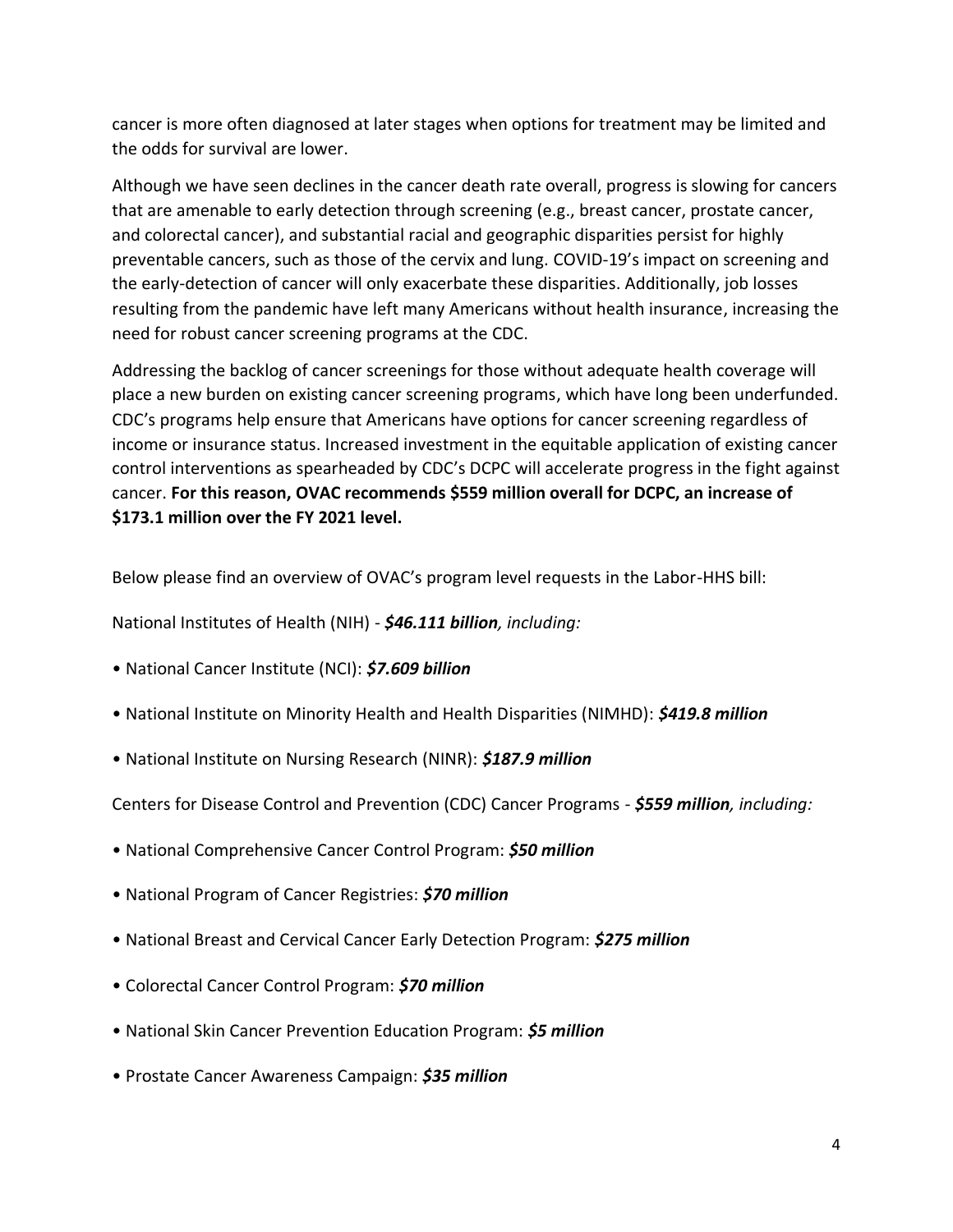cancer is more often diagnosed at later stages when options for treatment may be limited and the odds for survival are lower.

Although we have seen declines in the cancer death rate overall, progress is slowing for cancers that are amenable to early detection through screening (e.g., breast cancer, prostate cancer, and colorectal cancer), and substantial racial and geographic disparities persist for highly preventable cancers, such as those of the cervix and lung. COVID-19's impact on screening and the early-detection of cancer will only exacerbate these disparities. Additionally, job losses resulting from the pandemic have left many Americans without health insurance, increasing the need for robust cancer screening programs at the CDC.

Addressing the backlog of cancer screenings for those without adequate health coverage will place a new burden on existing cancer screening programs, which have long been underfunded. CDC's programs help ensure that Americans have options for cancer screening regardless of income or insurance status. Increased investment in the equitable application of existing cancer control interventions as spearheaded by CDC's DCPC will accelerate progress in the fight against cancer. **For this reason, OVAC recommends $559 million overall for DCPC, an increase of $173.1 million over the FY 2021 level.**

Below please find an overview of OVAC's program level requests in the Labor-HHS bill:

National Institutes of Health (NIH) - ***$46.111 billion**, including:*

- National Cancer Institute (NCI): ***$7.609 billion***
- National Institute on Minority Health and Health Disparities (NIMHD): ***$419.8 million***
- National Institute on Nursing Research (NINR): ***$187.9 million***

Centers for Disease Control and Prevention (CDC) Cancer Programs - ***$559 million**, including:*

- National Comprehensive Cancer Control Program: ***$50 million***
- National Program of Cancer Registries: ***$70 million***
- National Breast and Cervical Cancer Early Detection Program: ***$275 million***
- Colorectal Cancer Control Program: ***$70 million***
- National Skin Cancer Prevention Education Program: ***$5 million***
- Prostate Cancer Awareness Campaign: ***$35 million***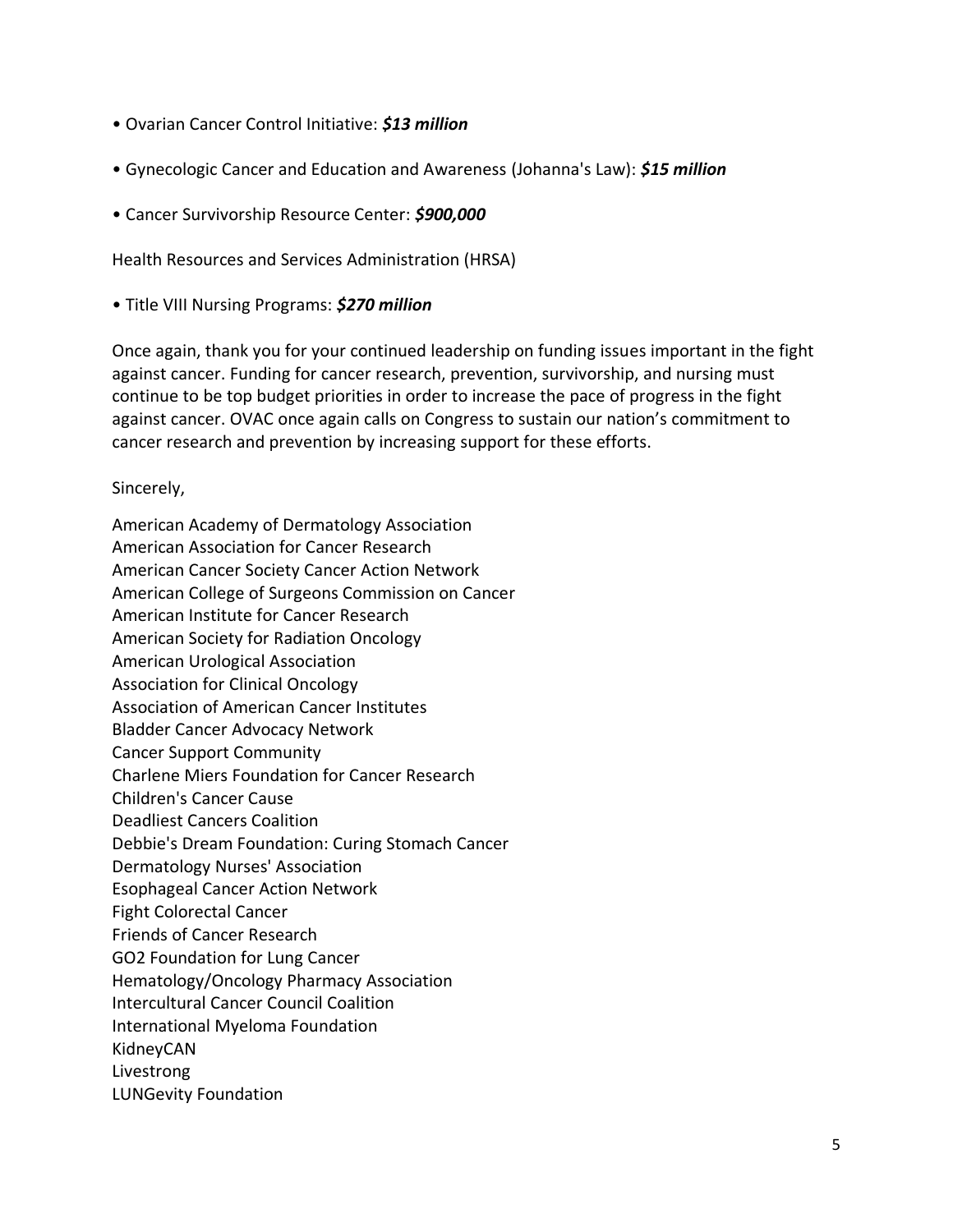- Ovarian Cancer Control Initiative: ***$13 million***

- Gynecologic Cancer and Education and Awareness (Johanna's Law): ***$15 million***

- Cancer Survivorship Resource Center: ***$900,000***

Health Resources and Services Administration (HRSA)

- Title VIII Nursing Programs: ***$270 million***

Once again, thank you for your continued leadership on funding issues important in the fight against cancer. Funding for cancer research, prevention, survivorship, and nursing must continue to be top budget priorities in order to increase the pace of progress in the fight against cancer. OVAC once again calls on Congress to sustain our nation's commitment to cancer research and prevention by increasing support for these efforts.

Sincerely,

American Academy of Dermatology Association
American Association for Cancer Research
American Cancer Society Cancer Action Network
American College of Surgeons Commission on Cancer
American Institute for Cancer Research
American Society for Radiation Oncology
American Urological Association
Association for Clinical Oncology
Association of American Cancer Institutes
Bladder Cancer Advocacy Network
Cancer Support Community
Charlene Miers Foundation for Cancer Research
Children's Cancer Cause
Deadliest Cancers Coalition
Debbie's Dream Foundation: Curing Stomach Cancer
Dermatology Nurses' Association
Esophageal Cancer Action Network
Fight Colorectal Cancer
Friends of Cancer Research
GO2 Foundation for Lung Cancer
Hematology/Oncology Pharmacy Association
Intercultural Cancer Council Coalition
International Myeloma Foundation
KidneyCAN
Livestrong
LUNGevity Foundation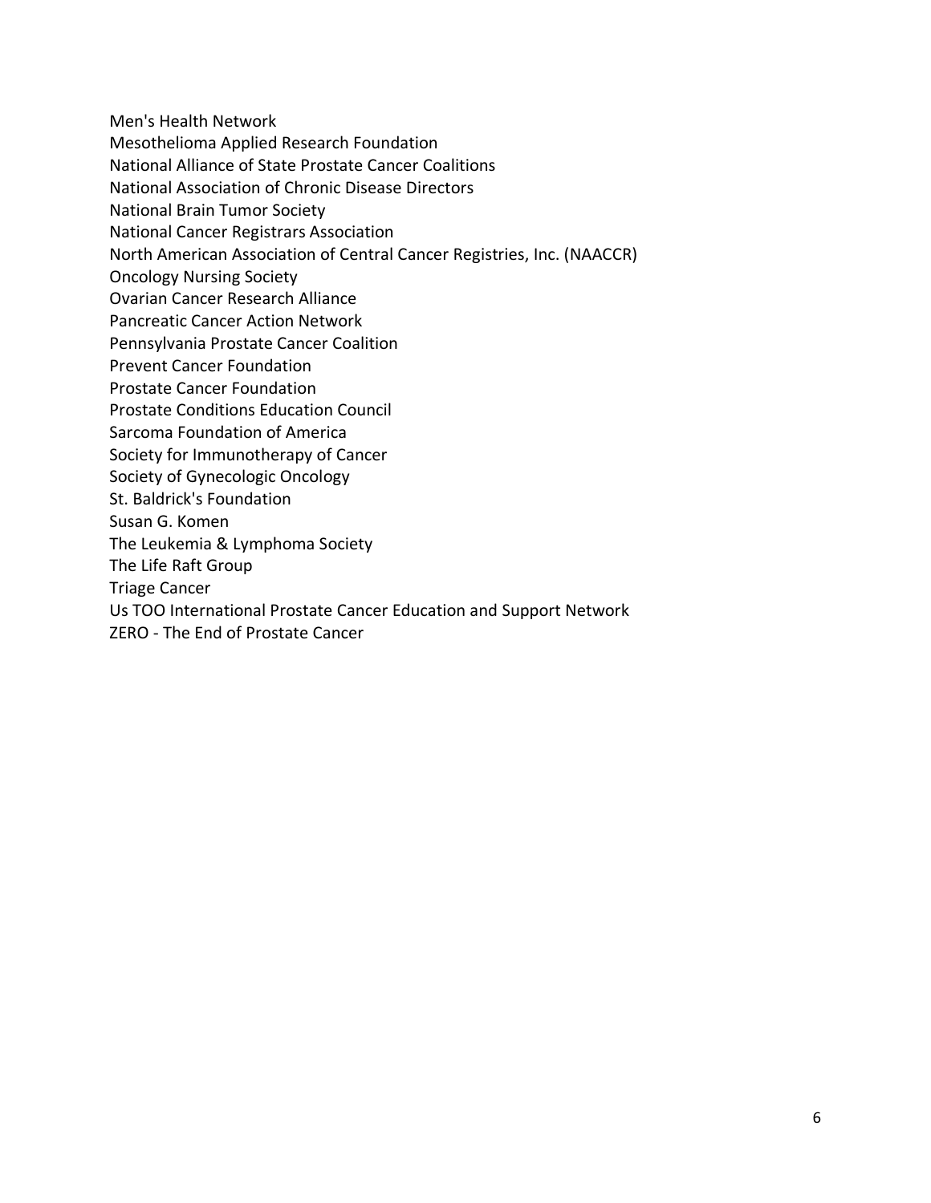Men's Health Network
Mesothelioma Applied Research Foundation
National Alliance of State Prostate Cancer Coalitions
National Association of Chronic Disease Directors
National Brain Tumor Society
National Cancer Registrars Association
North American Association of Central Cancer Registries, Inc. (NAACCR)
Oncology Nursing Society
Ovarian Cancer Research Alliance
Pancreatic Cancer Action Network
Pennsylvania Prostate Cancer Coalition
Prevent Cancer Foundation
Prostate Cancer Foundation
Prostate Conditions Education Council
Sarcoma Foundation of America
Society for Immunotherapy of Cancer
Society of Gynecologic Oncology
St. Baldrick's Foundation
Susan G. Komen
The Leukemia & Lymphoma Society
The Life Raft Group
Triage Cancer
Us TOO International Prostate Cancer Education and Support Network
ZERO - The End of Prostate Cancer